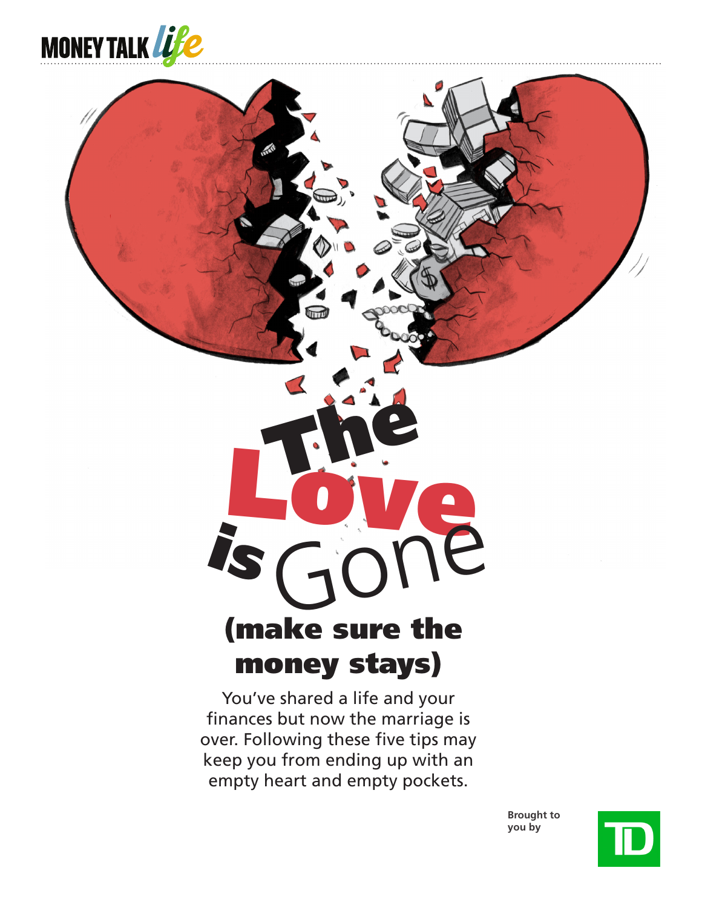MONEY TALK *life*

# The Love is Gone

## (make sure the money stays)

You've shared a life and your finances but now the marriage is over. Following these five tips may keep you from ending up with an empty heart and empty pockets.

Brought to you by TD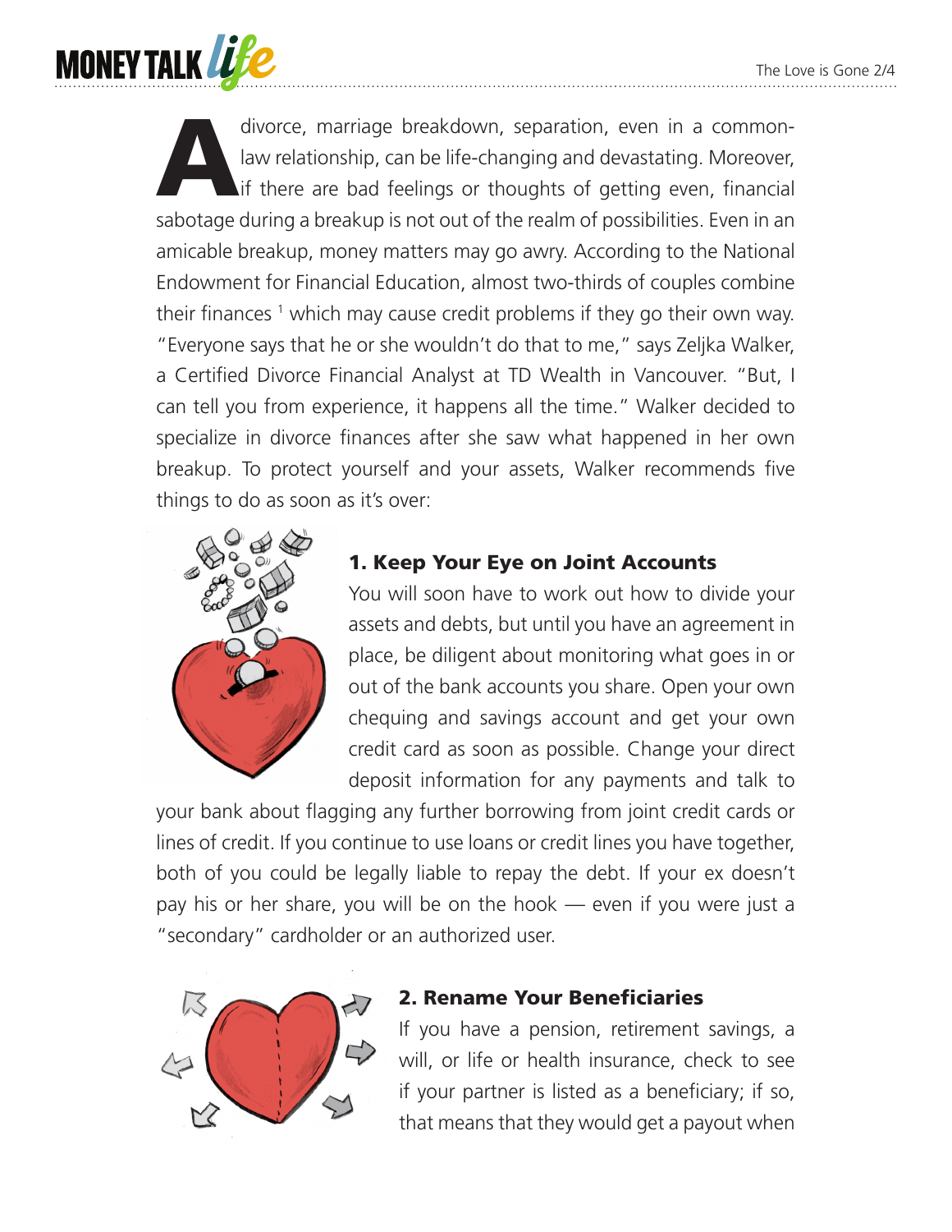A divorce, marriage breakdown, separation, even in a common-law relationship, can be life-changing and devastating. Moreover, if there are bad feelings or thoughts of getting even, financial sabotage during a breakup is not out of the realm of possibilities. Even in an amicable breakup, money matters may go awry. According to the National Endowment for Financial Education, almost two-thirds of couples combine their finances [1] which may cause credit problems if they go their own way. "Everyone says that he or she wouldn't do that to me," says Zeljka Walker, a Certified Divorce Financial Analyst at TD Wealth in Vancouver. "But, I can tell you from experience, it happens all the time." Walker decided to specialize in divorce finances after she saw what happened in her own breakup. To protect yourself and your assets, Walker recommends five things to do as soon as it's over:

### 1. Keep Your Eye on Joint Accounts

You will soon have to work out how to divide your assets and debts, but until you have an agreement in place, be diligent about monitoring what goes in or out of the bank accounts you share. Open your own chequing and savings account and get your own credit card as soon as possible. Change your direct deposit information for any payments and talk to your bank about flagging any further borrowing from joint credit cards or lines of credit. If you continue to use loans or credit lines you have together, both of you could be legally liable to repay the debt. If your ex doesn't pay his or her share, you will be on the hook — even if you were just a "secondary" cardholder or an authorized user.

### 2. Rename Your Beneficiaries

If you have a pension, retirement savings, a will, or life or health insurance, check to see if your partner is listed as a beneficiary; if so, that means that they would get a payout when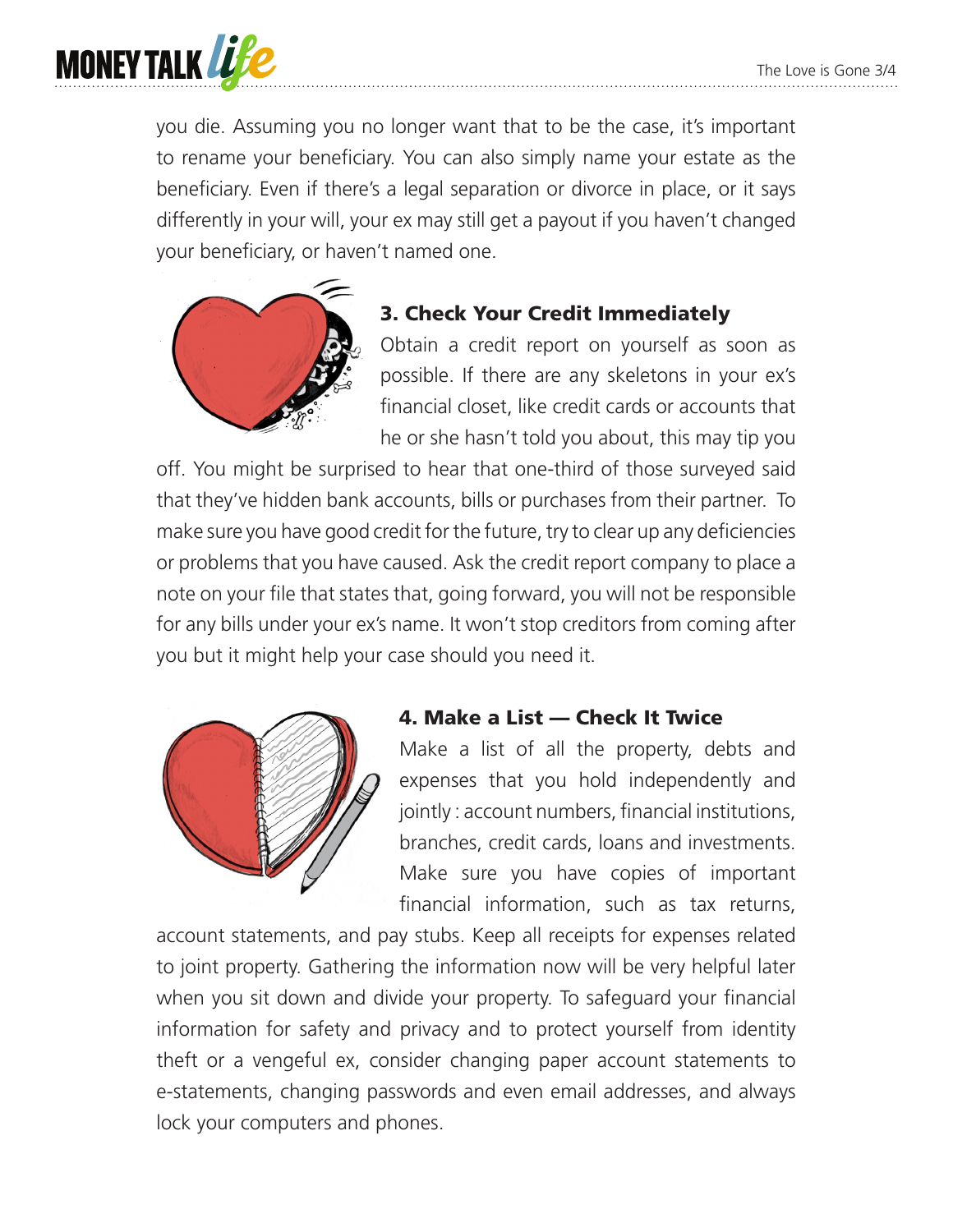you die. Assuming you no longer want that to be the case, it's important to rename your beneficiary. You can also simply name your estate as the beneficiary. Even if there's a legal separation or divorce in place, or it says differently in your will, your ex may still get a payout if you haven't changed your beneficiary, or haven't named one.

### 3. Check Your Credit Immediately

Obtain a credit report on yourself as soon as possible. If there are any skeletons in your ex's financial closet, like credit cards or accounts that he or she hasn't told you about, this may tip you off. You might be surprised to hear that one-third of those surveyed said that they've hidden bank accounts, bills or purchases from their partner. To make sure you have good credit for the future, try to clear up any deficiencies or problems that you have caused. Ask the credit report company to place a note on your file that states that, going forward, you will not be responsible for any bills under your ex's name. It won't stop creditors from coming after you but it might help your case should you need it.

### 4. Make a List — Check It Twice

Make a list of all the property, debts and expenses that you hold independently and jointly : account numbers, financial institutions, branches, credit cards, loans and investments. Make sure you have copies of important financial information, such as tax returns, account statements, and pay stubs. Keep all receipts for expenses related to joint property. Gathering the information now will be very helpful later when you sit down and divide your property. To safeguard your financial information for safety and privacy and to protect yourself from identity theft or a vengeful ex, consider changing paper account statements to e-statements, changing passwords and even email addresses, and always lock your computers and phones.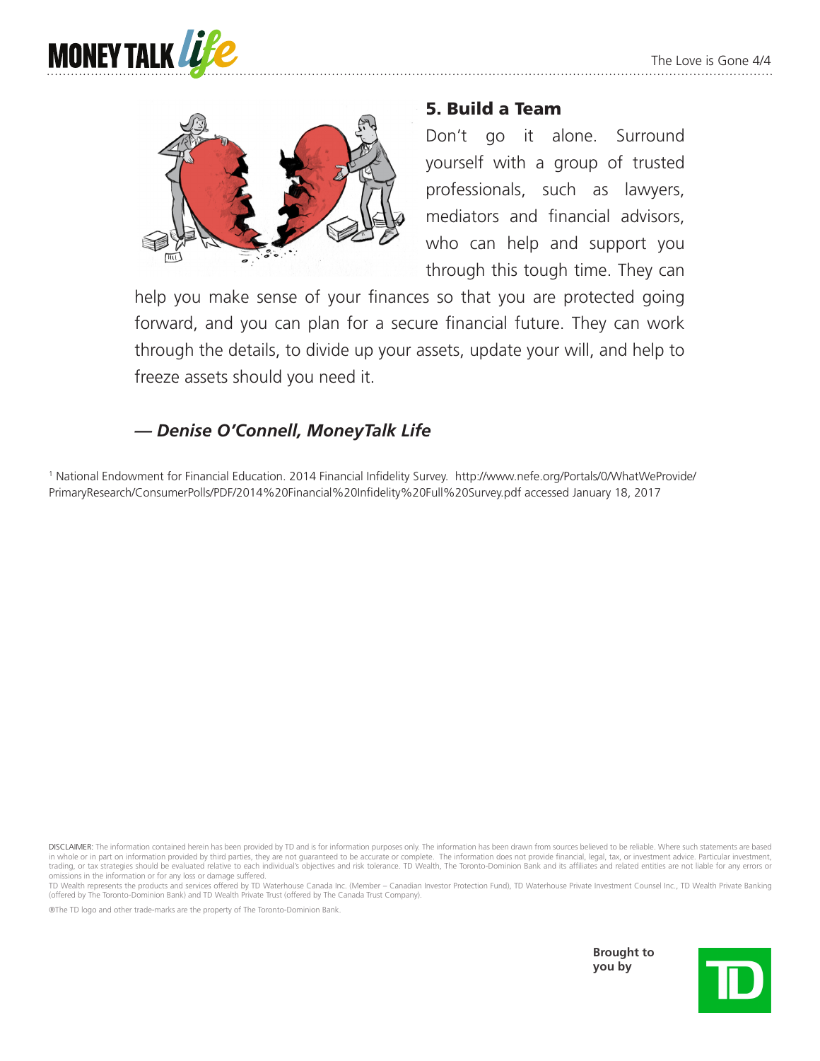### 5. Build a Team

Don't go it alone. Surround yourself with a group of trusted professionals, such as lawyers, mediators and financial advisors, who can help and support you through this tough time. They can help you make sense of your finances so that you are protected going forward, and you can plan for a secure financial future. They can work through the details, to divide up your assets, update your will, and help to freeze assets should you need it.

***— Denise O'Connell, MoneyTalk Life***

[1] National Endowment for Financial Education. 2014 Financial Infidelity Survey. http://www.nefe.org/Portals/0/WhatWeProvide/PrimaryResearch/ConsumerPolls/PDF/2014%20Financial%20Infidelity%20Full%20Survey.pdf accessed January 18, 2017

DISCLAIMER: The information contained herein has been provided by TD and is for information purposes only. The information has been drawn from sources believed to be reliable. Where such statements are based in whole or in part on information provided by third parties, they are not guaranteed to be accurate or complete. The information does not provide financial, legal, tax, or investment advice. Particular investment, trading, or tax strategies should be evaluated relative to each individual's objectives and risk tolerance. TD Wealth, The Toronto-Dominion Bank and its affiliates and related entities are not liable for any errors or omissions in the information or for any loss or damage suffered.
TD Wealth represents the products and services offered by TD Waterhouse Canada Inc. (Member – Canadian Investor Protection Fund), TD Waterhouse Private Investment Counsel Inc., TD Wealth Private Banking (offered by The Toronto-Dominion Bank) and TD Wealth Private Trust (offered by The Canada Trust Company).

®The TD logo and other trade-marks are the property of The Toronto-Dominion Bank.

Brought to you by